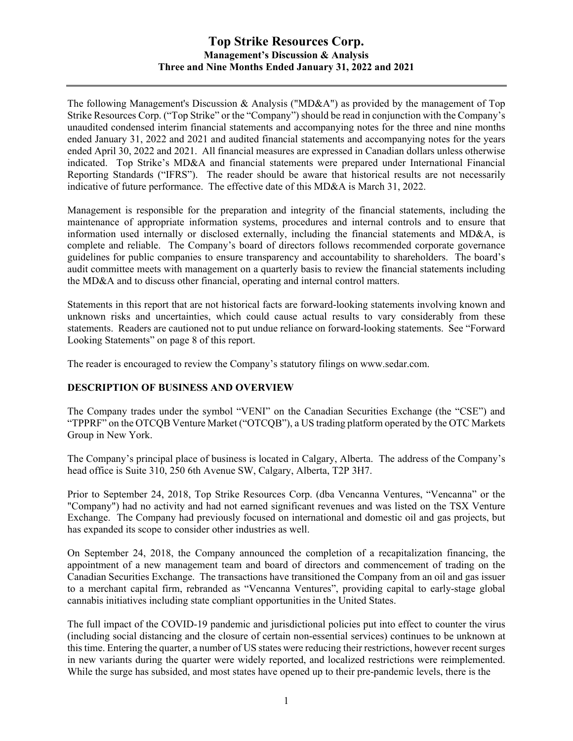# Top Strike Resources Corp.

## Management's Discussion & Analysis

### Three and Nine Months Ended January 31, 2022 and 2021

The following Management's Discussion & Analysis ("MD&A") as provided by the management of Top Strike Resources Corp. ("Top Strike" or the "Company") should be read in conjunction with the Company's unaudited condensed interim financial statements and accompanying notes for the three and nine months ended January 31, 2022 and 2021 and audited financial statements and accompanying notes for the years ended April 30, 2022 and 2021. All financial measures are expressed in Canadian dollars unless otherwise indicated. Top Strike's MD&A and financial statements were prepared under International Financial Reporting Standards ("IFRS"). The reader should be aware that historical results are not necessarily indicative of future performance. The effective date of this MD&A is March 31, 2022.

Management is responsible for the preparation and integrity of the financial statements, including the maintenance of appropriate information systems, procedures and internal controls and to ensure that information used internally or disclosed externally, including the financial statements and MD&A, is complete and reliable. The Company's board of directors follows recommended corporate governance guidelines for public companies to ensure transparency and accountability to shareholders. The board's audit committee meets with management on a quarterly basis to review the financial statements including the MD&A and to discuss other financial, operating and internal control matters.

Statements in this report that are not historical facts are forward-looking statements involving known and unknown risks and uncertainties, which could cause actual results to vary considerably from these statements. Readers are cautioned not to put undue reliance on forward-looking statements. See "Forward Looking Statements" on page 8 of this report.

The reader is encouraged to review the Company's statutory filings on www.sedar.com.

**DESCRIPTION OF BUSINESS AND OVERVIEW**

The Company trades under the symbol "VENI" on the Canadian Securities Exchange (the "CSE") and "TPPRF" on the OTCQB Venture Market ("OTCQB"), a US trading platform operated by the OTC Markets Group in New York.

The Company's principal place of business is located in Calgary, Alberta. The address of the Company's head office is Suite 310, 250 6th Avenue SW, Calgary, Alberta, T2P 3H7.

Prior to September 24, 2018, Top Strike Resources Corp. (dba Vencanna Ventures, "Vencanna" or the "Company") had no activity and had not earned significant revenues and was listed on the TSX Venture Exchange. The Company had previously focused on international and domestic oil and gas projects, but has expanded its scope to consider other industries as well.

On September 24, 2018, the Company announced the completion of a recapitalization financing, the appointment of a new management team and board of directors and commencement of trading on the Canadian Securities Exchange. The transactions have transitioned the Company from an oil and gas issuer to a merchant capital firm, rebranded as "Vencanna Ventures", providing capital to early-stage global cannabis initiatives including state compliant opportunities in the United States.

The full impact of the COVID-19 pandemic and jurisdictional policies put into effect to counter the virus (including social distancing and the closure of certain non-essential services) continues to be unknown at this time. Entering the quarter, a number of US states were reducing their restrictions, however recent surges in new variants during the quarter were widely reported, and localized restrictions were reimplemented. While the surge has subsided, and most states have opened up to their pre-pandemic levels, there is the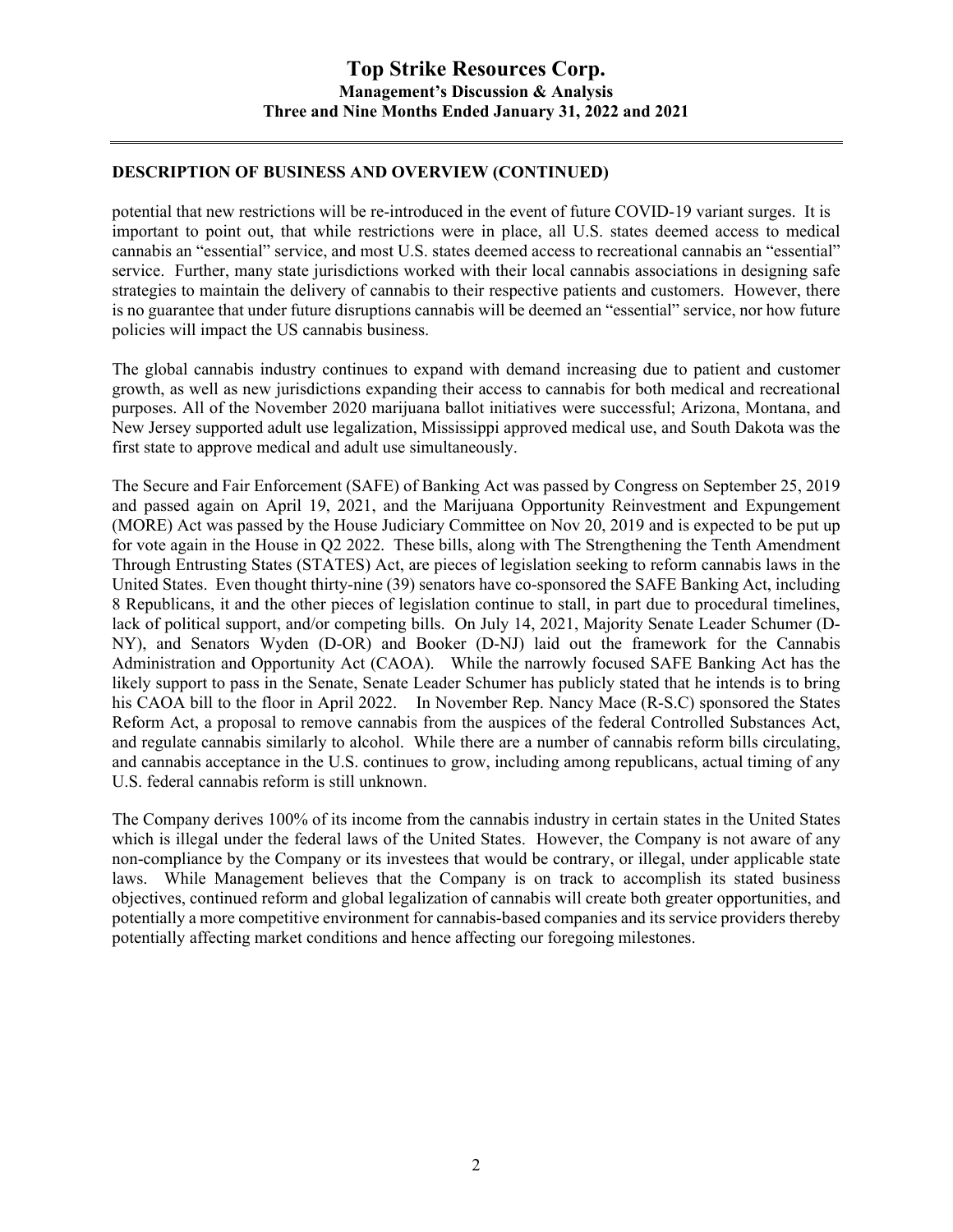## DESCRIPTION OF BUSINESS AND OVERVIEW (CONTINUED)

potential that new restrictions will be re-introduced in the event of future COVID-19 variant surges. It is important to point out, that while restrictions were in place, all U.S. states deemed access to medical cannabis an "essential" service, and most U.S. states deemed access to recreational cannabis an "essential" service. Further, many state jurisdictions worked with their local cannabis associations in designing safe strategies to maintain the delivery of cannabis to their respective patients and customers. However, there is no guarantee that under future disruptions cannabis will be deemed an "essential" service, nor how future policies will impact the US cannabis business.

The global cannabis industry continues to expand with demand increasing due to patient and customer growth, as well as new jurisdictions expanding their access to cannabis for both medical and recreational purposes. All of the November 2020 marijuana ballot initiatives were successful; Arizona, Montana, and New Jersey supported adult use legalization, Mississippi approved medical use, and South Dakota was the first state to approve medical and adult use simultaneously.

The Secure and Fair Enforcement (SAFE) of Banking Act was passed by Congress on September 25, 2019 and passed again on April 19, 2021, and the Marijuana Opportunity Reinvestment and Expungement (MORE) Act was passed by the House Judiciary Committee on Nov 20, 2019 and is expected to be put up for vote again in the House in Q2 2022. These bills, along with The Strengthening the Tenth Amendment Through Entrusting States (STATES) Act, are pieces of legislation seeking to reform cannabis laws in the United States. Even thought thirty-nine (39) senators have co-sponsored the SAFE Banking Act, including 8 Republicans, it and the other pieces of legislation continue to stall, in part due to procedural timelines, lack of political support, and/or competing bills. On July 14, 2021, Majority Senate Leader Schumer (D-NY), and Senators Wyden (D-OR) and Booker (D-NJ) laid out the framework for the Cannabis Administration and Opportunity Act (CAOA). While the narrowly focused SAFE Banking Act has the likely support to pass in the Senate, Senate Leader Schumer has publicly stated that he intends is to bring his CAOA bill to the floor in April 2022. In November Rep. Nancy Mace (R-S.C) sponsored the States Reform Act, a proposal to remove cannabis from the auspices of the federal Controlled Substances Act, and regulate cannabis similarly to alcohol. While there are a number of cannabis reform bills circulating, and cannabis acceptance in the U.S. continues to grow, including among republicans, actual timing of any U.S. federal cannabis reform is still unknown.

The Company derives 100% of its income from the cannabis industry in certain states in the United States which is illegal under the federal laws of the United States. However, the Company is not aware of any non-compliance by the Company or its investees that would be contrary, or illegal, under applicable state laws. While Management believes that the Company is on track to accomplish its stated business objectives, continued reform and global legalization of cannabis will create both greater opportunities, and potentially a more competitive environment for cannabis-based companies and its service providers thereby potentially affecting market conditions and hence affecting our foregoing milestones.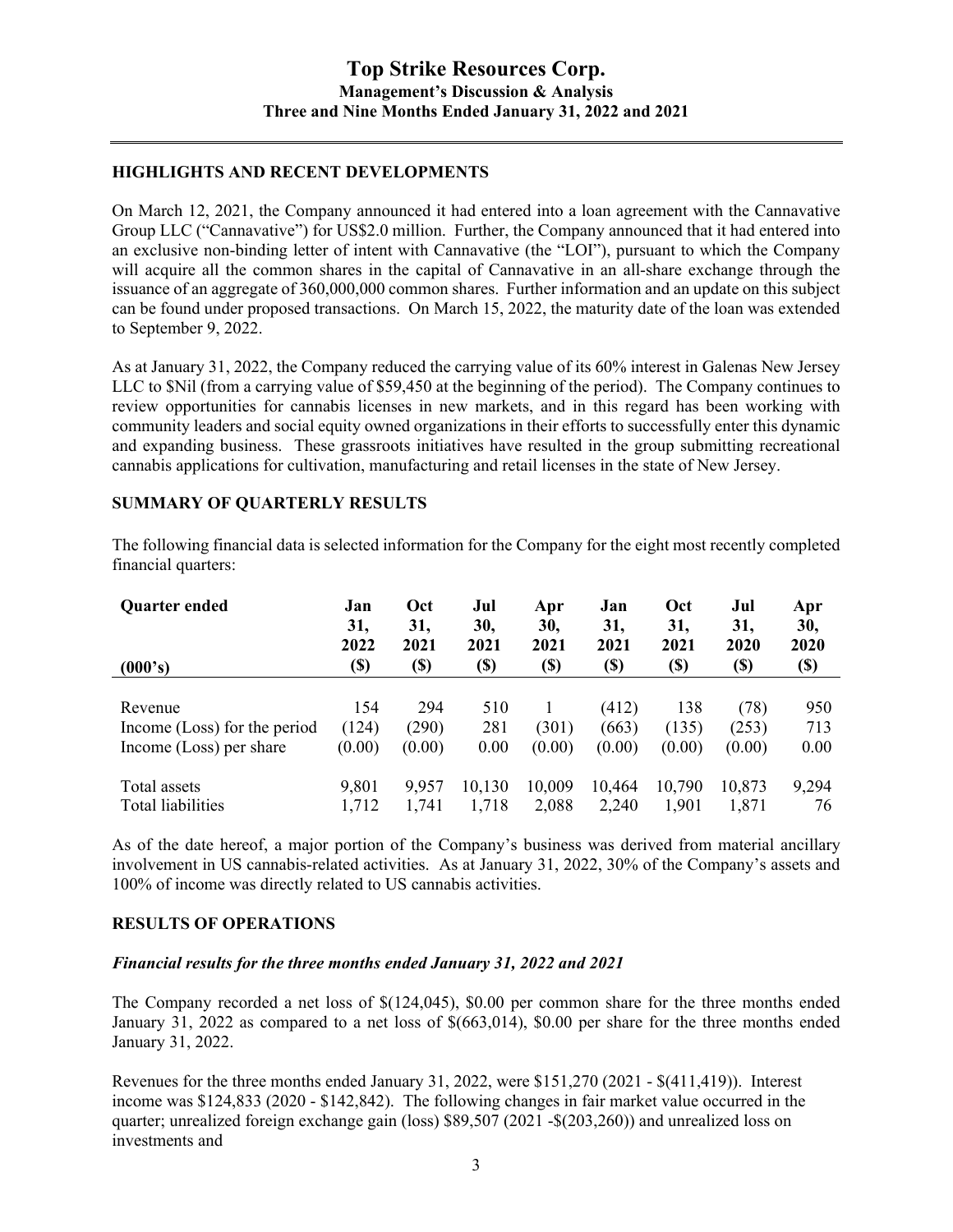## HIGHLIGHTS AND RECENT DEVELOPMENTS

On March 12, 2021, the Company announced it had entered into a loan agreement with the Cannavative Group LLC ("Cannavative") for US$2.0 million. Further, the Company announced that it had entered into an exclusive non-binding letter of intent with Cannavative (the "LOI"), pursuant to which the Company will acquire all the common shares in the capital of Cannavative in an all-share exchange through the issuance of an aggregate of 360,000,000 common shares. Further information and an update on this subject can be found under proposed transactions. On March 15, 2022, the maturity date of the loan was extended to September 9, 2022.

As at January 31, 2022, the Company reduced the carrying value of its 60% interest in Galenas New Jersey LLC to $Nil (from a carrying value of $59,450 at the beginning of the period). The Company continues to review opportunities for cannabis licenses in new markets, and in this regard has been working with community leaders and social equity owned organizations in their efforts to successfully enter this dynamic and expanding business. These grassroots initiatives have resulted in the group submitting recreational cannabis applications for cultivation, manufacturing and retail licenses in the state of New Jersey.

## SUMMARY OF QUARTERLY RESULTS

The following financial data is selected information for the Company for the eight most recently completed financial quarters:

| **Quarter ended**<br>**(000's)** | **Jan 31, 2022 ($)** | **Oct 31, 2021 ($)** | **Jul 30, 2021 ($)** | **Apr 30, 2021 ($)** | **Jan 31, 2021 ($)** | **Oct 31, 2021 ($)** | **Jul 31, 2020 ($)** | **Apr 30, 2020 ($)** |
|---|---|---|---|---|---|---|---|---|
| Revenue | 154 | 294 | 510 | 1 | (412) | 138 | (78) | 950 |
| Income (Loss) for the period | (124) | (290) | 281 | (301) | (663) | (135) | (253) | 713 |
| Income (Loss) per share | (0.00) | (0.00) | 0.00 | (0.00) | (0.00) | (0.00) | (0.00) | 0.00 |
| Total assets | 9,801 | 9,957 | 10,130 | 10,009 | 10,464 | 10,790 | 10,873 | 9,294 |
| Total liabilities | 1,712 | 1,741 | 1,718 | 2,088 | 2,240 | 1,901 | 1,871 | 76 |

As of the date hereof, a major portion of the Company's business was derived from material ancillary involvement in US cannabis-related activities. As at January 31, 2022, 30% of the Company's assets and 100% of income was directly related to US cannabis activities.

## RESULTS OF OPERATIONS

### *Financial results for the three months ended January 31, 2022 and 2021*

The Company recorded a net loss of $(124,045), $0.00 per common share for the three months ended January 31, 2022 as compared to a net loss of $(663,014), $0.00 per share for the three months ended January 31, 2022.

Revenues for the three months ended January 31, 2022, were $151,270 (2021 - $(411,419)). Interest income was $124,833 (2020 - $142,842). The following changes in fair market value occurred in the quarter; unrealized foreign exchange gain (loss) $89,507 (2021 -$(203,260)) and unrealized loss on investments and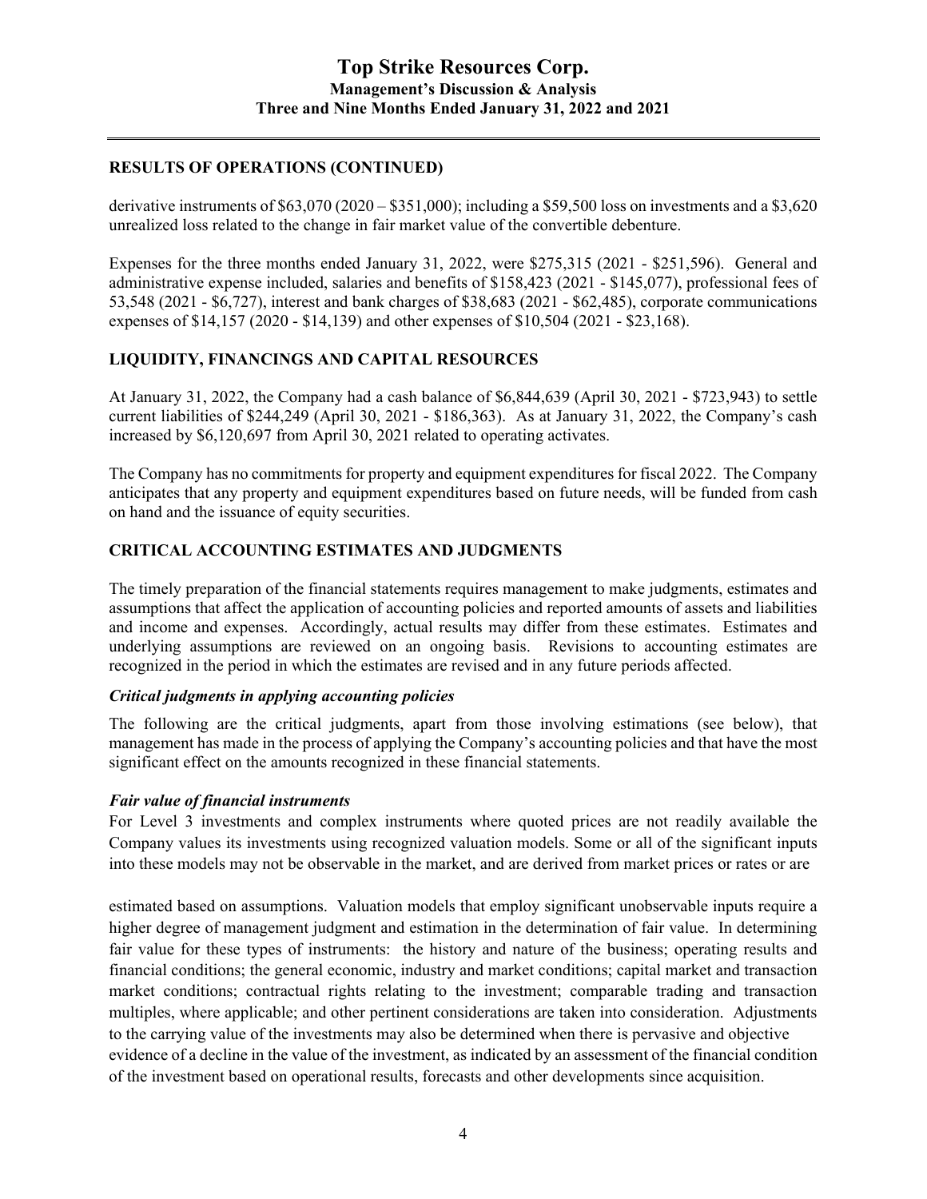## RESULTS OF OPERATIONS (CONTINUED)

derivative instruments of $63,070 (2020 – $351,000); including a $59,500 loss on investments and a $3,620 unrealized loss related to the change in fair market value of the convertible debenture.

Expenses for the three months ended January 31, 2022, were $275,315 (2021 - $251,596). General and administrative expense included, salaries and benefits of $158,423 (2021 - $145,077), professional fees of 53,548 (2021 - $6,727), interest and bank charges of $38,683 (2021 - $62,485), corporate communications expenses of $14,157 (2020 - $14,139) and other expenses of $10,504 (2021 - $23,168).

## LIQUIDITY, FINANCINGS AND CAPITAL RESOURCES

At January 31, 2022, the Company had a cash balance of $6,844,639 (April 30, 2021 - $723,943) to settle current liabilities of $244,249 (April 30, 2021 - $186,363). As at January 31, 2022, the Company's cash increased by $6,120,697 from April 30, 2021 related to operating activates.

The Company has no commitments for property and equipment expenditures for fiscal 2022. The Company anticipates that any property and equipment expenditures based on future needs, will be funded from cash on hand and the issuance of equity securities.

## CRITICAL ACCOUNTING ESTIMATES AND JUDGMENTS

The timely preparation of the financial statements requires management to make judgments, estimates and assumptions that affect the application of accounting policies and reported amounts of assets and liabilities and income and expenses. Accordingly, actual results may differ from these estimates. Estimates and underlying assumptions are reviewed on an ongoing basis. Revisions to accounting estimates are recognized in the period in which the estimates are revised and in any future periods affected.

### *Critical judgments in applying accounting policies*

The following are the critical judgments, apart from those involving estimations (see below), that management has made in the process of applying the Company's accounting policies and that have the most significant effect on the amounts recognized in these financial statements.

### *Fair value of financial instruments*

For Level 3 investments and complex instruments where quoted prices are not readily available the Company values its investments using recognized valuation models. Some or all of the significant inputs into these models may not be observable in the market, and are derived from market prices or rates or are estimated based on assumptions. Valuation models that employ significant unobservable inputs require a higher degree of management judgment and estimation in the determination of fair value. In determining fair value for these types of instruments: the history and nature of the business; operating results and financial conditions; the general economic, industry and market conditions; capital market and transaction market conditions; contractual rights relating to the investment; comparable trading and transaction multiples, where applicable; and other pertinent considerations are taken into consideration. Adjustments to the carrying value of the investments may also be determined when there is pervasive and objective evidence of a decline in the value of the investment, as indicated by an assessment of the financial condition of the investment based on operational results, forecasts and other developments since acquisition.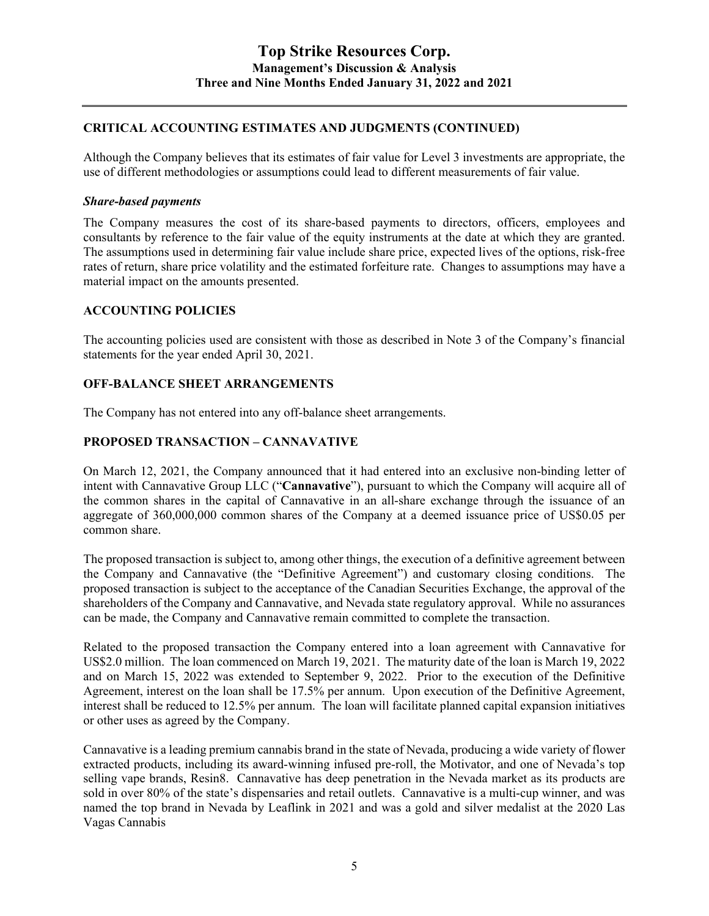## CRITICAL ACCOUNTING ESTIMATES AND JUDGMENTS (CONTINUED)

Although the Company believes that its estimates of fair value for Level 3 investments are appropriate, the use of different methodologies or assumptions could lead to different measurements of fair value.

### *Share-based payments*

The Company measures the cost of its share-based payments to directors, officers, employees and consultants by reference to the fair value of the equity instruments at the date at which they are granted. The assumptions used in determining fair value include share price, expected lives of the options, risk-free rates of return, share price volatility and the estimated forfeiture rate. Changes to assumptions may have a material impact on the amounts presented.

## ACCOUNTING POLICIES

The accounting policies used are consistent with those as described in Note 3 of the Company's financial statements for the year ended April 30, 2021.

## OFF-BALANCE SHEET ARRANGEMENTS

The Company has not entered into any off-balance sheet arrangements.

## PROPOSED TRANSACTION – CANNAVATIVE

On March 12, 2021, the Company announced that it had entered into an exclusive non-binding letter of intent with Cannavative Group LLC ("**Cannavative**"), pursuant to which the Company will acquire all of the common shares in the capital of Cannavative in an all-share exchange through the issuance of an aggregate of 360,000,000 common shares of the Company at a deemed issuance price of US$0.05 per common share.

The proposed transaction is subject to, among other things, the execution of a definitive agreement between the Company and Cannavative (the "Definitive Agreement") and customary closing conditions. The proposed transaction is subject to the acceptance of the Canadian Securities Exchange, the approval of the shareholders of the Company and Cannavative, and Nevada state regulatory approval. While no assurances can be made, the Company and Cannavative remain committed to complete the transaction.

Related to the proposed transaction the Company entered into a loan agreement with Cannavative for US$2.0 million. The loan commenced on March 19, 2021. The maturity date of the loan is March 19, 2022 and on March 15, 2022 was extended to September 9, 2022. Prior to the execution of the Definitive Agreement, interest on the loan shall be 17.5% per annum. Upon execution of the Definitive Agreement, interest shall be reduced to 12.5% per annum. The loan will facilitate planned capital expansion initiatives or other uses as agreed by the Company.

Cannavative is a leading premium cannabis brand in the state of Nevada, producing a wide variety of flower extracted products, including its award-winning infused pre-roll, the Motivator, and one of Nevada's top selling vape brands, Resin8. Cannavative has deep penetration in the Nevada market as its products are sold in over 80% of the state's dispensaries and retail outlets. Cannavative is a multi-cup winner, and was named the top brand in Nevada by Leaflink in 2021 and was a gold and silver medalist at the 2020 Las Vagas Cannabis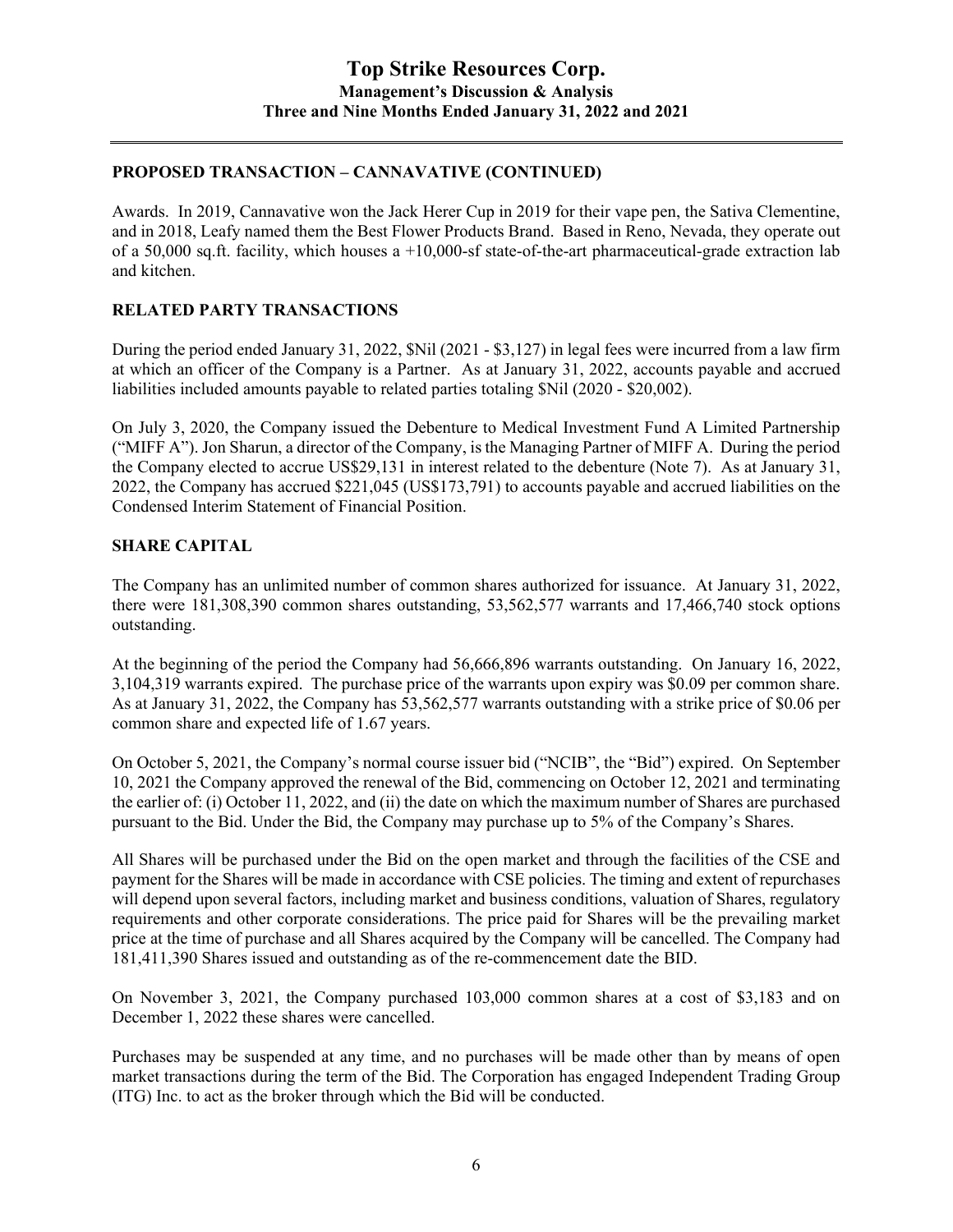## PROPOSED TRANSACTION – CANNAVATIVE (CONTINUED)

Awards. In 2019, Cannavative won the Jack Herer Cup in 2019 for their vape pen, the Sativa Clementine, and in 2018, Leafy named them the Best Flower Products Brand. Based in Reno, Nevada, they operate out of a 50,000 sq.ft. facility, which houses a +10,000-sf state-of-the-art pharmaceutical-grade extraction lab and kitchen.

## RELATED PARTY TRANSACTIONS

During the period ended January 31, 2022, $Nil (2021 - $3,127) in legal fees were incurred from a law firm at which an officer of the Company is a Partner. As at January 31, 2022, accounts payable and accrued liabilities included amounts payable to related parties totaling $Nil (2020 - $20,002).

On July 3, 2020, the Company issued the Debenture to Medical Investment Fund A Limited Partnership ("MIFF A"). Jon Sharun, a director of the Company, is the Managing Partner of MIFF A. During the period the Company elected to accrue US$29,131 in interest related to the debenture (Note 7). As at January 31, 2022, the Company has accrued $221,045 (US$173,791) to accounts payable and accrued liabilities on the Condensed Interim Statement of Financial Position.

## SHARE CAPITAL

The Company has an unlimited number of common shares authorized for issuance. At January 31, 2022, there were 181,308,390 common shares outstanding, 53,562,577 warrants and 17,466,740 stock options outstanding.

At the beginning of the period the Company had 56,666,896 warrants outstanding. On January 16, 2022, 3,104,319 warrants expired. The purchase price of the warrants upon expiry was $0.09 per common share. As at January 31, 2022, the Company has 53,562,577 warrants outstanding with a strike price of $0.06 per common share and expected life of 1.67 years.

On October 5, 2021, the Company's normal course issuer bid ("NCIB", the "Bid") expired. On September 10, 2021 the Company approved the renewal of the Bid, commencing on October 12, 2021 and terminating the earlier of: (i) October 11, 2022, and (ii) the date on which the maximum number of Shares are purchased pursuant to the Bid. Under the Bid, the Company may purchase up to 5% of the Company's Shares.

All Shares will be purchased under the Bid on the open market and through the facilities of the CSE and payment for the Shares will be made in accordance with CSE policies. The timing and extent of repurchases will depend upon several factors, including market and business conditions, valuation of Shares, regulatory requirements and other corporate considerations. The price paid for Shares will be the prevailing market price at the time of purchase and all Shares acquired by the Company will be cancelled. The Company had 181,411,390 Shares issued and outstanding as of the re-commencement date the BID.

On November 3, 2021, the Company purchased 103,000 common shares at a cost of $3,183 and on December 1, 2022 these shares were cancelled.

Purchases may be suspended at any time, and no purchases will be made other than by means of open market transactions during the term of the Bid. The Corporation has engaged Independent Trading Group (ITG) Inc. to act as the broker through which the Bid will be conducted.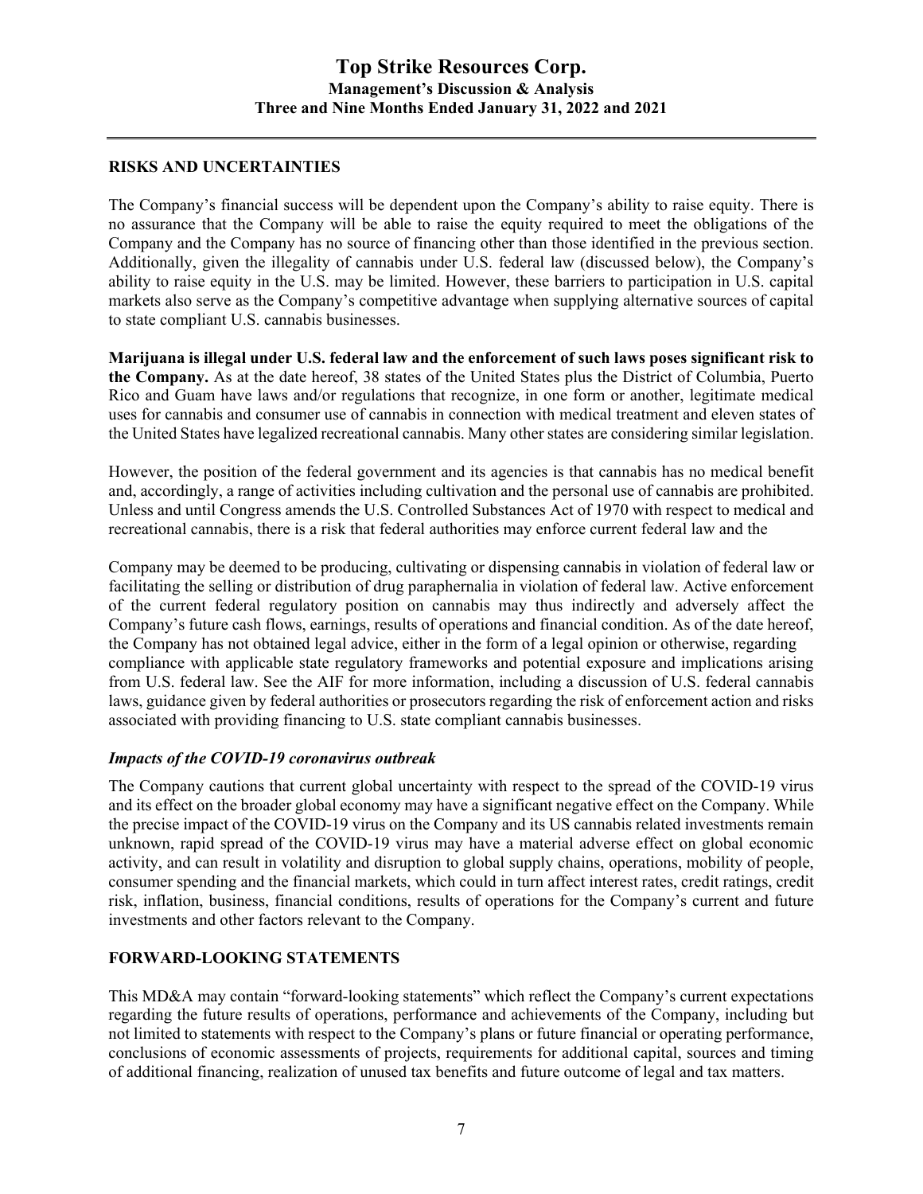## RISKS AND UNCERTAINTIES

The Company's financial success will be dependent upon the Company's ability to raise equity. There is no assurance that the Company will be able to raise the equity required to meet the obligations of the Company and the Company has no source of financing other than those identified in the previous section. Additionally, given the illegality of cannabis under U.S. federal law (discussed below), the Company's ability to raise equity in the U.S. may be limited. However, these barriers to participation in U.S. capital markets also serve as the Company's competitive advantage when supplying alternative sources of capital to state compliant U.S. cannabis businesses.

**Marijuana is illegal under U.S. federal law and the enforcement of such laws poses significant risk to the Company.** As at the date hereof, 38 states of the United States plus the District of Columbia, Puerto Rico and Guam have laws and/or regulations that recognize, in one form or another, legitimate medical uses for cannabis and consumer use of cannabis in connection with medical treatment and eleven states of the United States have legalized recreational cannabis. Many other states are considering similar legislation.

However, the position of the federal government and its agencies is that cannabis has no medical benefit and, accordingly, a range of activities including cultivation and the personal use of cannabis are prohibited. Unless and until Congress amends the U.S. Controlled Substances Act of 1970 with respect to medical and recreational cannabis, there is a risk that federal authorities may enforce current federal law and the Company may be deemed to be producing, cultivating or dispensing cannabis in violation of federal law or facilitating the selling or distribution of drug paraphernalia in violation of federal law. Active enforcement of the current federal regulatory position on cannabis may thus indirectly and adversely affect the Company's future cash flows, earnings, results of operations and financial condition. As of the date hereof, the Company has not obtained legal advice, either in the form of a legal opinion or otherwise, regarding compliance with applicable state regulatory frameworks and potential exposure and implications arising from U.S. federal law. See the AIF for more information, including a discussion of U.S. federal cannabis laws, guidance given by federal authorities or prosecutors regarding the risk of enforcement action and risks associated with providing financing to U.S. state compliant cannabis businesses.

### *Impacts of the COVID-19 coronavirus outbreak*

The Company cautions that current global uncertainty with respect to the spread of the COVID-19 virus and its effect on the broader global economy may have a significant negative effect on the Company. While the precise impact of the COVID-19 virus on the Company and its US cannabis related investments remain unknown, rapid spread of the COVID-19 virus may have a material adverse effect on global economic activity, and can result in volatility and disruption to global supply chains, operations, mobility of people, consumer spending and the financial markets, which could in turn affect interest rates, credit ratings, credit risk, inflation, business, financial conditions, results of operations for the Company's current and future investments and other factors relevant to the Company.

## FORWARD-LOOKING STATEMENTS

This MD&A may contain "forward-looking statements" which reflect the Company's current expectations regarding the future results of operations, performance and achievements of the Company, including but not limited to statements with respect to the Company's plans or future financial or operating performance, conclusions of economic assessments of projects, requirements for additional capital, sources and timing of additional financing, realization of unused tax benefits and future outcome of legal and tax matters.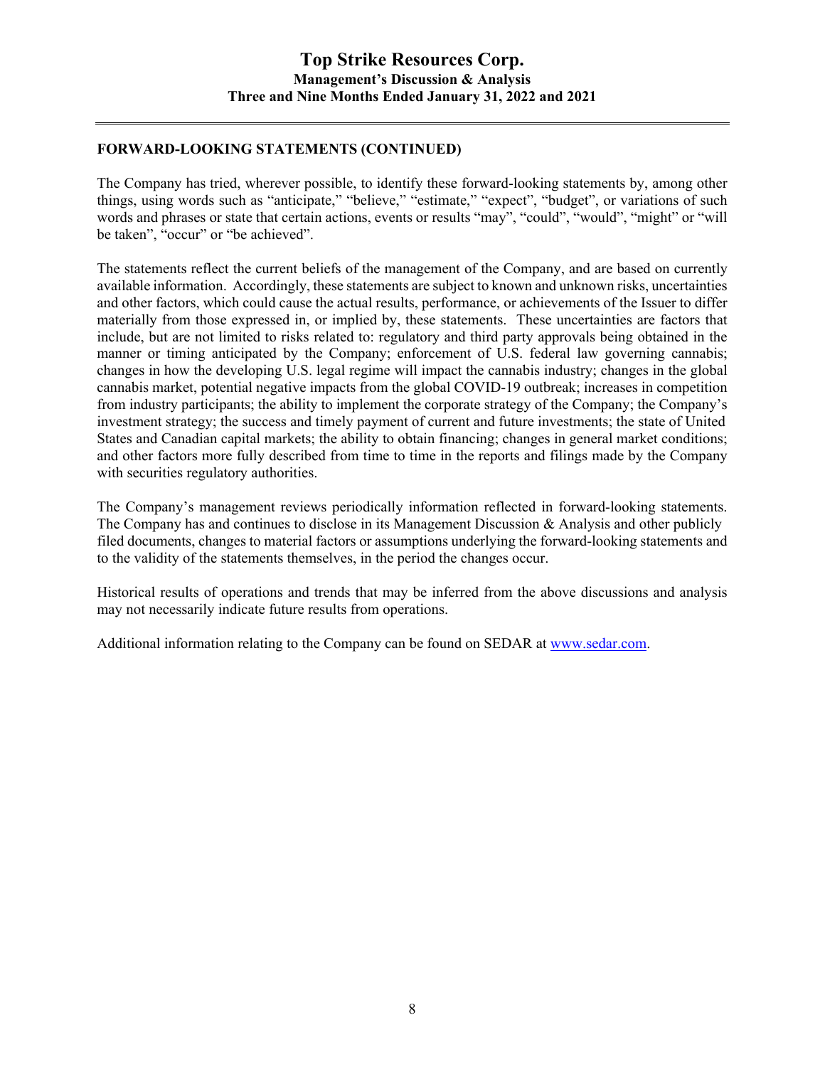## FORWARD-LOOKING STATEMENTS (CONTINUED)

The Company has tried, wherever possible, to identify these forward-looking statements by, among other things, using words such as "anticipate," "believe," "estimate," "expect", "budget", or variations of such words and phrases or state that certain actions, events or results "may", "could", "would", "might" or "will be taken", "occur" or "be achieved".

The statements reflect the current beliefs of the management of the Company, and are based on currently available information. Accordingly, these statements are subject to known and unknown risks, uncertainties and other factors, which could cause the actual results, performance, or achievements of the Issuer to differ materially from those expressed in, or implied by, these statements. These uncertainties are factors that include, but are not limited to risks related to: regulatory and third party approvals being obtained in the manner or timing anticipated by the Company; enforcement of U.S. federal law governing cannabis; changes in how the developing U.S. legal regime will impact the cannabis industry; changes in the global cannabis market, potential negative impacts from the global COVID-19 outbreak; increases in competition from industry participants; the ability to implement the corporate strategy of the Company; the Company's investment strategy; the success and timely payment of current and future investments; the state of United States and Canadian capital markets; the ability to obtain financing; changes in general market conditions; and other factors more fully described from time to time in the reports and filings made by the Company with securities regulatory authorities.

The Company's management reviews periodically information reflected in forward-looking statements. The Company has and continues to disclose in its Management Discussion & Analysis and other publicly filed documents, changes to material factors or assumptions underlying the forward-looking statements and to the validity of the statements themselves, in the period the changes occur.

Historical results of operations and trends that may be inferred from the above discussions and analysis may not necessarily indicate future results from operations.

Additional information relating to the Company can be found on SEDAR at www.sedar.com.